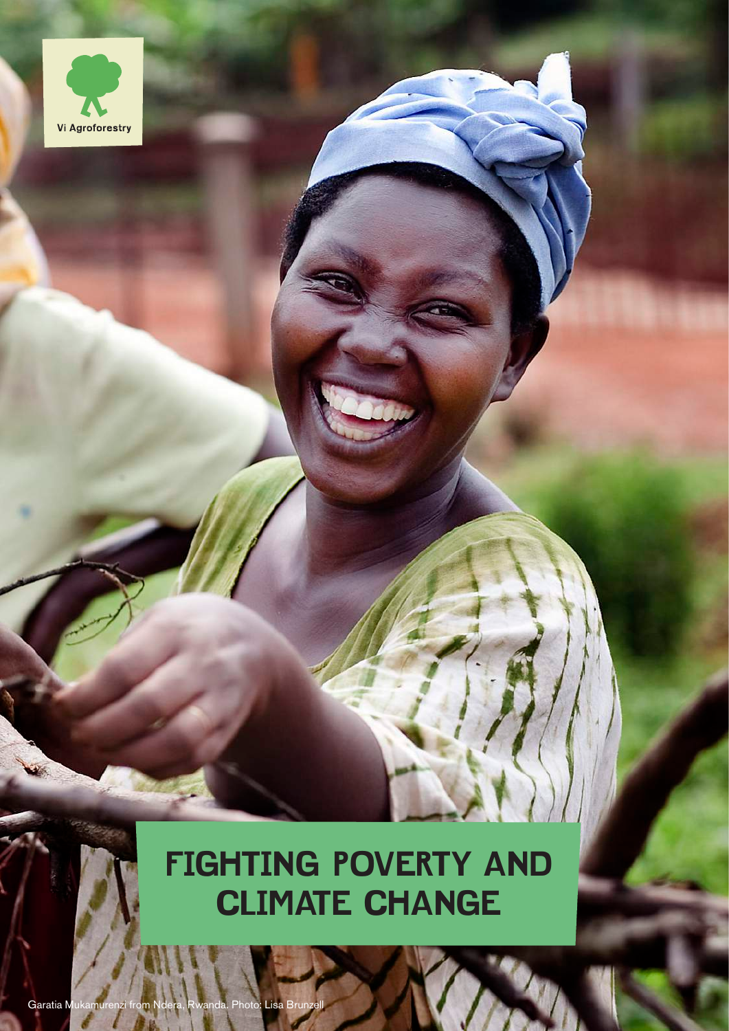Vi Agroforestry

# FIGHTING POVERTY AND CLIMATE CHANGE

Garatia Mukamurenzi from Ndera, Rwanda. Photo: Lisa Brunzell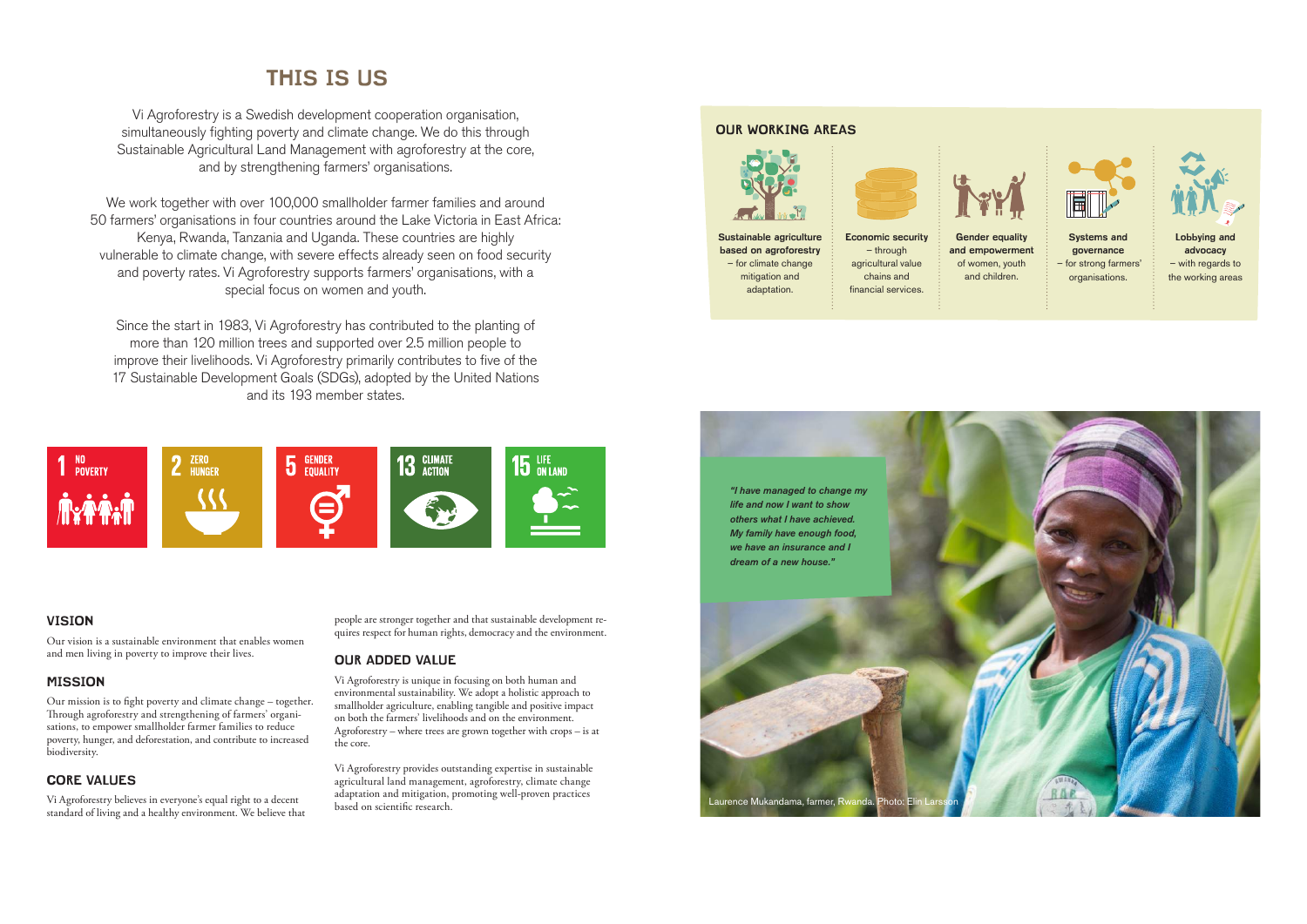# THIS IS US

Vi Agroforestry is a Swedish development cooperation organisation, simultaneously fighting poverty and climate change. We do this through Sustainable Agricultural Land Management with agroforestry at the core, and by strengthening farmers' organisations.

We work together with over 100,000 smallholder farmer families and around 50 farmers' organisations in four countries around the Lake Victoria in East Africa: Kenya, Rwanda, Tanzania and Uganda. These countries are highly vulnerable to climate change, with severe effects already seen on food security and poverty rates. Vi Agroforestry supports farmers' organisations, with a special focus on women and youth.

Since the start in 1983, Vi Agroforestry has contributed to the planting of more than 120 million trees and supported over 2.5 million people to improve their livelihoods. Vi Agroforestry primarily contributes to five of the 17 Sustainable Development Goals (SDGs), adopted by the United Nations and its 193 member states.

1 NO POVERTY

2 ZERO HUNGER

5 GENDER EQUALITY

13 CLIMATE ACTION

15 LIFE ON LAND

## VISION

Our vision is a sustainable environment that enables women and men living in poverty to improve their lives.

## MISSION

Our mission is to fight poverty and climate change – together. Through agroforestry and strengthening of farmers' organisations, to empower smallholder farmer families to reduce poverty, hunger, and deforestation, and contribute to increased biodiversity.

## CORE VALUES

Vi Agroforestry believes in everyone's equal right to a decent standard of living and a healthy environment. We believe that people are stronger together and that sustainable development requires respect for human rights, democracy and the environment.

## OUR ADDED VALUE

Vi Agroforestry is unique in focusing on both human and environmental sustainability. We adopt a holistic approach to smallholder agriculture, enabling tangible and positive impact on both the farmers' livelihoods and on the environment. Agroforestry – where trees are grown together with crops – is at the core.

Vi Agroforestry provides outstanding expertise in sustainable agricultural land management, agroforestry, climate change adaptation and mitigation, promoting well-proven practices based on scientific research.

## OUR WORKING AREAS

- **Sustainable agriculture based on agroforestry** – for climate change mitigation and adaptation.
- **Economic security** – through agricultural value chains and financial services.
- **Gender equality and empowerment** of women, youth and children.
- **Systems and governance** – for strong farmers' organisations.
- **Lobbying and advocacy** – with regards to the working areas

*"I have managed to change my life and now I want to show others what I have achieved. My family have enough food, we have an insurance and I dream of a new house."*

Laurence Mukandama, farmer, Rwanda. Photo: Elin Larsson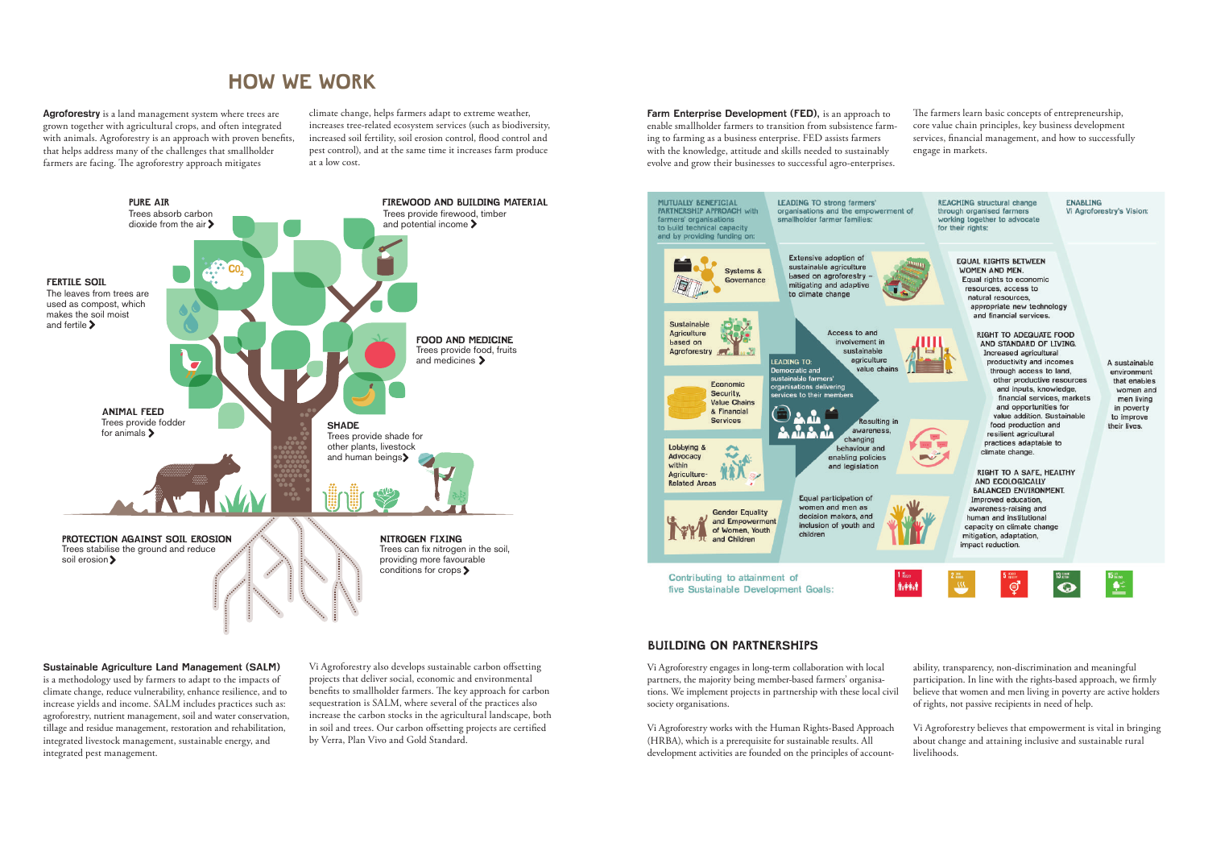# HOW WE WORK

**Agroforestry** is a land management system where trees are grown together with agricultural crops, and often integrated with animals. Agroforestry is an approach with proven benefits, that helps address many of the challenges that smallholder farmers are facing. The agroforestry approach mitigates climate change, helps farmers adapt to extreme weather, increases tree-related ecosystem services (such as biodiversity, increased soil fertility, soil erosion control, flood control and pest control), and at the same time it increases farm produce at a low cost.

**PURE AIR**
Trees absorb carbon dioxide from the air

**FIREWOOD AND BUILDING MATERIAL**
Trees provide firewood, timber and potential income

**FERTILE SOIL**
The leaves from trees are used as compost, which makes the soil moist and fertile

**FOOD AND MEDICINE**
Trees provide food, fruits and medicines

**ANIMAL FEED**
Trees provide fodder for animals

**SHADE**
Trees provide shade for other plants, livestock and human beings

**PROTECTION AGAINST SOIL EROSION**
Trees stabilise the ground and reduce soil erosion

**NITROGEN FIXING**
Trees can fix nitrogen in the soil, providing more favourable conditions for crops

**Sustainable Agriculture Land Management (SALM)** is a methodology used by farmers to adapt to the impacts of climate change, reduce vulnerability, enhance resilience, and to increase yields and income. SALM includes practices such as: agroforestry, nutrient management, soil and water conservation, tillage and residue management, restoration and rehabilitation, integrated livestock management, sustainable energy, and integrated pest management.

Vi Agroforestry also develops sustainable carbon offsetting projects that deliver social, economic and environmental benefits to smallholder farmers. The key approach for carbon sequestration is SALM, where several of the practices also increase the carbon stocks in the agricultural landscape, both in soil and trees. Our carbon offsetting projects are certified by Verra, Plan Vivo and Gold Standard.

**Farm Enterprise Development (FED),** is an approach to enable smallholder farmers to transition from subsistence farming to farming as a business enterprise. FED assists farmers with the knowledge, attitude and skills needed to sustainably evolve and grow their businesses to successful agro-enterprises. The farmers learn basic concepts of entrepreneurship, core value chain principles, key business development services, financial management, and how to successfully engage in markets.

**MUTUALLY BENEFICIAL PARTNERSHIP APPROACH** with farmers' organisations to build technical capacity and by providing funding on:

- Systems & Governance
- Sustainable Agriculture based on Agroforestry
- Economic Security, Value Chains & Financial Services
- Lobbying & Advocacy within Agriculture-Related Areas
- Gender Equality and Empowerment of Women, Youth and Children

**LEADING TO** strong farmers' organisations and the empowerment of smallholder farmer families:

- Extensive adoption of sustainable agriculture based on agroforestry – mitigating and adaptive to climate change
- Access to and involvement in sustainable agriculture value chains
- Resulting in awareness, changing behaviour and enabling policies and legislation
- Equal participation of women and men as decision makers, and inclusion of youth and children

**LEADING TO:** Democratic and sustainable farmers' organisations delivering services to their members

**REACHING** structural change through organised farmers working together to advocate for their rights:

**EQUAL RIGHTS BETWEEN WOMEN AND MEN.** Equal rights to economic resources, access to natural resources, appropriate new technology and financial services.

**RIGHT TO ADEQUATE FOOD AND STANDARD OF LIVING.** Increased agricultural productivity and incomes through access to land, other productive resources and inputs, knowledge, financial services, markets and opportunities for value addition. Sustainable food production and resilient agricultural practices adaptable to climate change.

**RIGHT TO A SAFE, HEALTHY AND ECOLOGICALLY BALANCED ENVIRONMENT.** Improved education, awareness-raising and human and institutional capacity on climate change mitigation, adaptation, impact reduction.

**ENABLING** Vi Agroforestry's Vision:

A sustainable environment that enables women and men living in poverty to improve their lives.

Contributing to attainment of five Sustainable Development Goals:

## BUILDING ON PARTNERSHIPS

Vi Agroforestry engages in long-term collaboration with local partners, the majority being member-based farmers' organisations. We implement projects in partnership with these local civil society organisations.

Vi Agroforestry works with the Human Rights-Based Approach (HRBA), which is a prerequisite for sustainable results. All development activities are founded on the principles of accountability, transparency, non-discrimination and meaningful participation. In line with the rights-based approach, we firmly believe that women and men living in poverty are active holders of rights, not passive recipients in need of help.

Vi Agroforestry believes that empowerment is vital in bringing about change and attaining inclusive and sustainable rural livelihoods.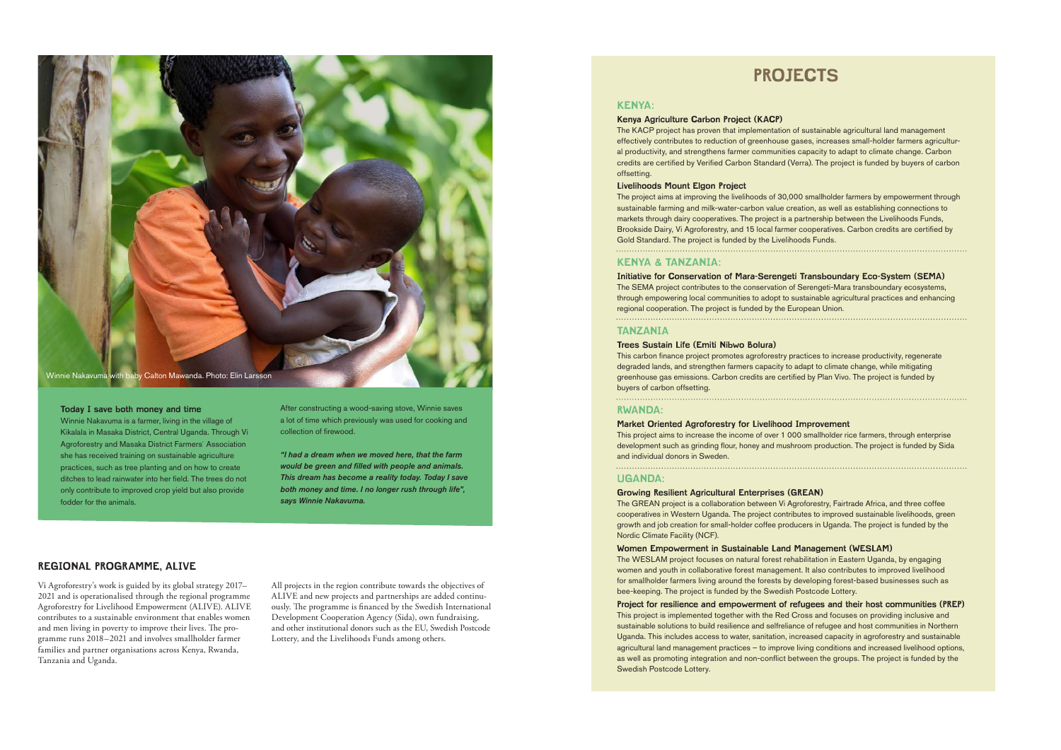Winnie Nakavuma with baby Calton Mawanda. Photo: Elin Larsson

### Today I save both money and time

Winnie Nakavuma is a farmer, living in the village of Kikalala in Masaka District, Central Uganda. Through Vi Agroforestry and Masaka District Farmers´ Association she has received training on sustainable agriculture practices, such as tree planting and on how to create ditches to lead rainwater into her field. The trees do not only contribute to improved crop yield but also provide fodder for the animals.

After constructing a wood-saving stove, Winnie saves a lot of time which previously was used for cooking and collection of firewood.

***"I had a dream when we moved here, that the farm would be green and filled with people and animals. This dream has become a reality today. Today I save both money and time. I no longer rush through life", says Winnie Nakavuma.***

## REGIONAL PROGRAMME, ALIVE

Vi Agroforestry's work is guided by its global strategy 2017–2021 and is operationalised through the regional programme Agroforestry for Livelihood Empowerment (ALIVE). ALIVE contributes to a sustainable environment that enables women and men living in poverty to improve their lives. The programme runs 2018–2021 and involves smallholder farmer families and partner organisations across Kenya, Rwanda, Tanzania and Uganda.

All projects in the region contribute towards the objectives of ALIVE and new projects and partnerships are added continuously. The programme is financed by the Swedish International Development Cooperation Agency (Sida), own fundraising, and other institutional donors such as the EU, Swedish Postcode Lottery, and the Livelihoods Funds among others.

# PROJECTS

## KENYA:

### Kenya Agriculture Carbon Project (KACP)

The KACP project has proven that implementation of sustainable agricultural land management effectively contributes to reduction of greenhouse gases, increases small-holder farmers agricultural productivity, and strengthens farmer communities capacity to adapt to climate change. Carbon credits are certified by Verified Carbon Standard (Verra). The project is funded by buyers of carbon offsetting.

### Livelihoods Mount Elgon Project

The project aims at improving the livelihoods of 30,000 smallholder farmers by empowerment through sustainable farming and milk-water-carbon value creation, as well as establishing connections to markets through dairy cooperatives. The project is a partnership between the Livelihoods Funds, Brookside Dairy, Vi Agroforestry, and 15 local farmer cooperatives. Carbon credits are certified by Gold Standard. The project is funded by the Livelihoods Funds.

## KENYA & TANZANIA:

### Initiative for Conservation of Mara-Serengeti Transboundary Eco-System (SEMA)

The SEMA project contributes to the conservation of Serengeti-Mara transboundary ecosystems, through empowering local communities to adopt to sustainable agricultural practices and enhancing regional cooperation. The project is funded by the European Union.

## TANZANIA

### Trees Sustain Life (Emiti Nibwo Bolura)

This carbon finance project promotes agroforestry practices to increase productivity, regenerate degraded lands, and strengthen farmers capacity to adapt to climate change, while mitigating greenhouse gas emissions. Carbon credits are certified by Plan Vivo. The project is funded by buyers of carbon offsetting.

## RWANDA:

### Market Oriented Agroforestry for Livelihood Improvement

This project aims to increase the income of over 1 000 smallholder rice farmers, through enterprise development such as grinding flour, honey and mushroom production. The project is funded by Sida and individual donors in Sweden.

## UGANDA:

### Growing Resilient Agricultural Enterprises (GREAN)

The GREAN project is a collaboration between Vi Agroforestry, Fairtrade Africa, and three coffee cooperatives in Western Uganda. The project contributes to improved sustainable livelihoods, green growth and job creation for small-holder coffee producers in Uganda. The project is funded by the Nordic Climate Facility (NCF).

### Women Empowerment in Sustainable Land Management (WESLAM)

The WESLAM project focuses on natural forest rehabilitation in Eastern Uganda, by engaging women and youth in collaborative forest management. It also contributes to improved livelihood for smallholder farmers living around the forests by developing forest-based businesses such as bee-keeping. The project is funded by the Swedish Postcode Lottery.

### Project for resilience and empowerment of refugees and their host communities (PREP)

This project is implemented together with the Red Cross and focuses on providing inclusive and sustainable solutions to build resilience and selfreliance of refugee and host communities in Northern Uganda. This includes access to water, sanitation, increased capacity in agroforestry and sustainable agricultural land management practices – to improve living conditions and increased livelihood options, as well as promoting integration and non-conflict between the groups. The project is funded by the Swedish Postcode Lottery.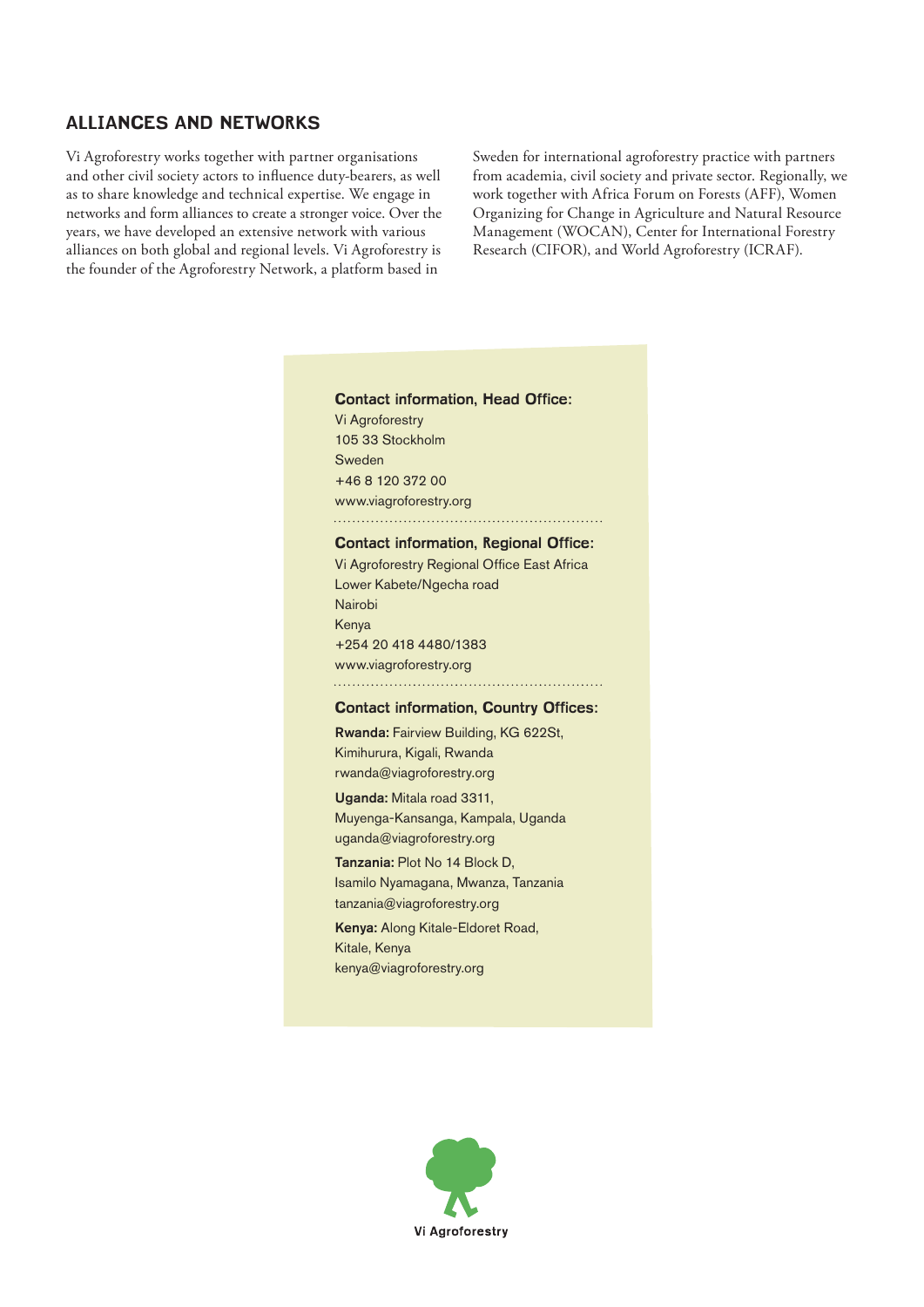## ALLIANCES AND NETWORKS

Vi Agroforestry works together with partner organisations and other civil society actors to influence duty-bearers, as well as to share knowledge and technical expertise. We engage in networks and form alliances to create a stronger voice. Over the years, we have developed an extensive network with various alliances on both global and regional levels. Vi Agroforestry is the founder of the Agroforestry Network, a platform based in Sweden for international agroforestry practice with partners from academia, civil society and private sector. Regionally, we work together with Africa Forum on Forests (AFF), Women Organizing for Change in Agriculture and Natural Resource Management (WOCAN), Center for International Forestry Research (CIFOR), and World Agroforestry (ICRAF).

**Contact information, Head Office:**
Vi Agroforestry
105 33 Stockholm
Sweden
+46 8 120 372 00
www.viagroforestry.org

**Contact information, Regional Office:**
Vi Agroforestry Regional Office East Africa
Lower Kabete/Ngecha road
Nairobi
Kenya
+254 20 418 4480/1383
www.viagroforestry.org

**Contact information, Country Offices:**

**Rwanda:** Fairview Building, KG 622St,
Kimihurura, Kigali, Rwanda
rwanda@viagroforestry.org

**Uganda:** Mitala road 3311,
Muyenga-Kansanga, Kampala, Uganda
uganda@viagroforestry.org

**Tanzania:** Plot No 14 Block D,
Isamilo Nyamagana, Mwanza, Tanzania
tanzania@viagroforestry.org

**Kenya:** Along Kitale-Eldoret Road,
Kitale, Kenya
kenya@viagroforestry.org

Vi Agroforestry